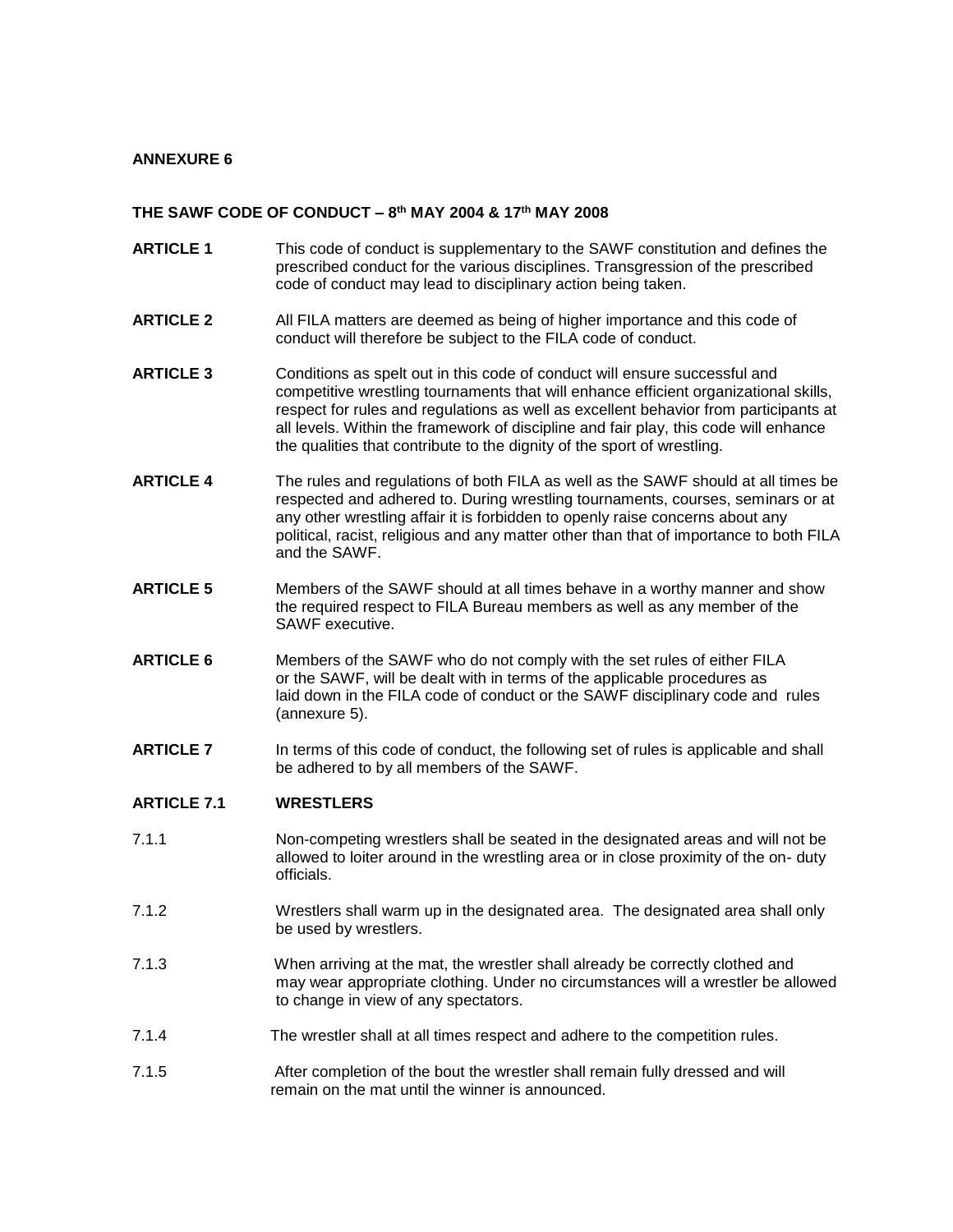**ANNEXURE 6**

**THE SAWF CODE OF CONDUCT – 8th MAY 2004 & 17th MAY 2008**

**ARTICLE 1** This code of conduct is supplementary to the SAWF constitution and defines the prescribed conduct for the various disciplines. Transgression of the prescribed code of conduct may lead to disciplinary action being taken.

**ARTICLE 2** All FILA matters are deemed as being of higher importance and this code of conduct will therefore be subject to the FILA code of conduct.

**ARTICLE 3** Conditions as spelt out in this code of conduct will ensure successful and competitive wrestling tournaments that will enhance efficient organizational skills, respect for rules and regulations as well as excellent behavior from participants at all levels. Within the framework of discipline and fair play, this code will enhance the qualities that contribute to the dignity of the sport of wrestling.

**ARTICLE 4** The rules and regulations of both FILA as well as the SAWF should at all times be respected and adhered to. During wrestling tournaments, courses, seminars or at any other wrestling affair it is forbidden to openly raise concerns about any political, racist, religious and any matter other than that of importance to both FILA and the SAWF.

**ARTICLE 5** Members of the SAWF should at all times behave in a worthy manner and show the required respect to FILA Bureau members as well as any member of the SAWF executive.

**ARTICLE 6** Members of the SAWF who do not comply with the set rules of either FILA or the SAWF, will be dealt with in terms of the applicable procedures as laid down in the FILA code of conduct or the SAWF disciplinary code and rules (annexure 5).

**ARTICLE 7** In terms of this code of conduct, the following set of rules is applicable and shall be adhered to by all members of the SAWF.

**ARTICLE 7.1 WRESTLERS**

7.1.1 Non-competing wrestlers shall be seated in the designated areas and will not be allowed to loiter around in the wrestling area or in close proximity of the on- duty officials.

7.1.2 Wrestlers shall warm up in the designated area. The designated area shall only be used by wrestlers.

7.1.3 When arriving at the mat, the wrestler shall already be correctly clothed and may wear appropriate clothing. Under no circumstances will a wrestler be allowed to change in view of any spectators.

7.1.4 The wrestler shall at all times respect and adhere to the competition rules.

7.1.5 After completion of the bout the wrestler shall remain fully dressed and will remain on the mat until the winner is announced.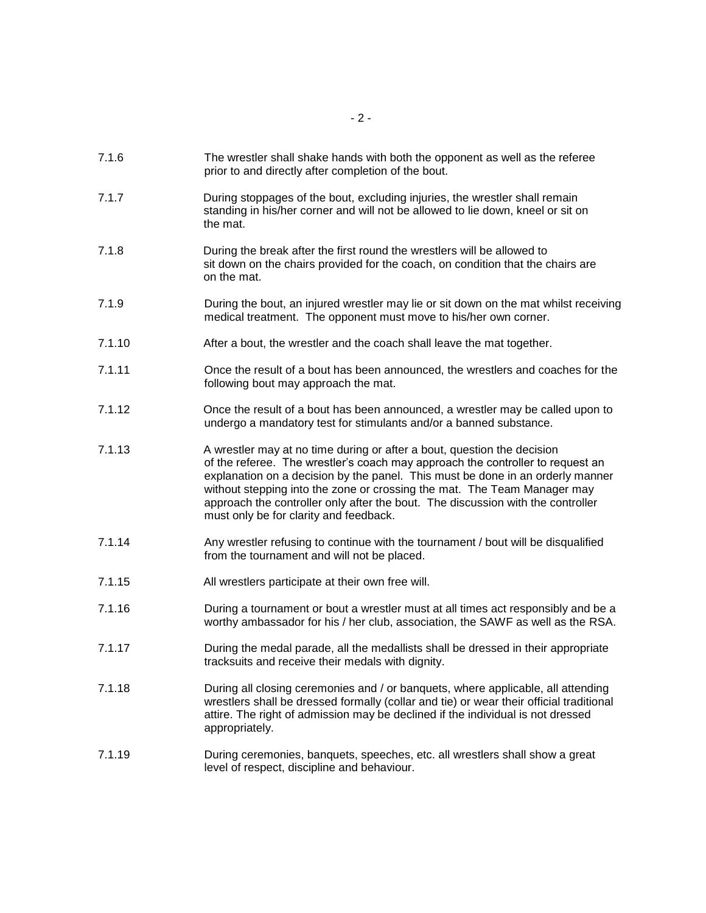7.1.6 The wrestler shall shake hands with both the opponent as well as the referee prior to and directly after completion of the bout.

7.1.7 During stoppages of the bout, excluding injuries, the wrestler shall remain standing in his/her corner and will not be allowed to lie down, kneel or sit on the mat.

7.1.8 During the break after the first round the wrestlers will be allowed to sit down on the chairs provided for the coach, on condition that the chairs are on the mat.

7.1.9 During the bout, an injured wrestler may lie or sit down on the mat whilst receiving medical treatment. The opponent must move to his/her own corner.

7.1.10 After a bout, the wrestler and the coach shall leave the mat together.

7.1.11 Once the result of a bout has been announced, the wrestlers and coaches for the following bout may approach the mat.

7.1.12 Once the result of a bout has been announced, a wrestler may be called upon to undergo a mandatory test for stimulants and/or a banned substance.

7.1.13 A wrestler may at no time during or after a bout, question the decision of the referee. The wrestler's coach may approach the controller to request an explanation on a decision by the panel. This must be done in an orderly manner without stepping into the zone or crossing the mat. The Team Manager may approach the controller only after the bout. The discussion with the controller must only be for clarity and feedback.

7.1.14 Any wrestler refusing to continue with the tournament / bout will be disqualified from the tournament and will not be placed.

7.1.15 All wrestlers participate at their own free will.

7.1.16 During a tournament or bout a wrestler must at all times act responsibly and be a worthy ambassador for his / her club, association, the SAWF as well as the RSA.

7.1.17 During the medal parade, all the medallists shall be dressed in their appropriate tracksuits and receive their medals with dignity.

7.1.18 During all closing ceremonies and / or banquets, where applicable, all attending wrestlers shall be dressed formally (collar and tie) or wear their official traditional attire. The right of admission may be declined if the individual is not dressed appropriately.

7.1.19 During ceremonies, banquets, speeches, etc. all wrestlers shall show a great level of respect, discipline and behaviour.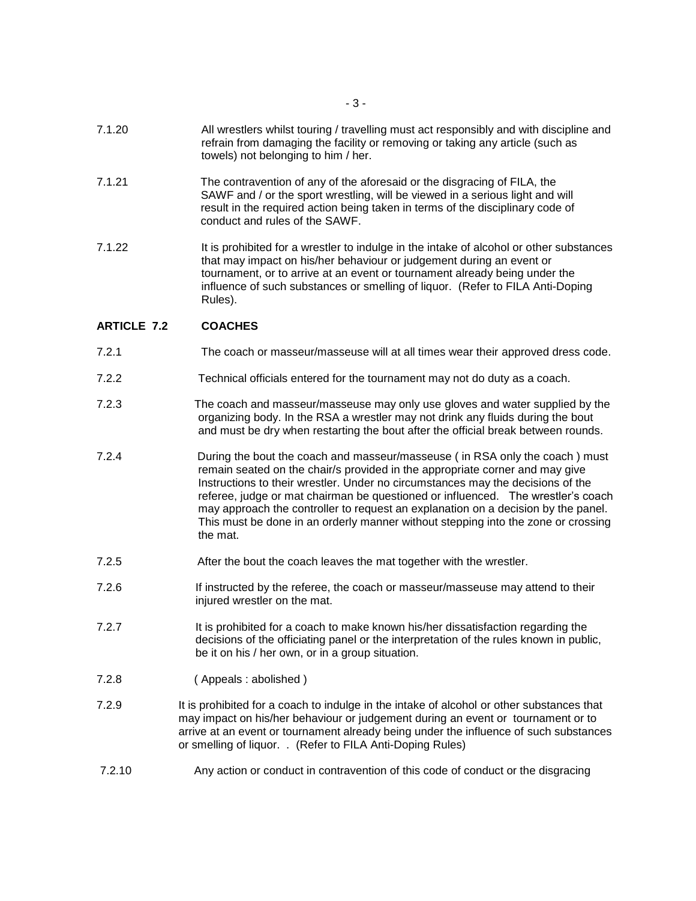7.1.20 All wrestlers whilst touring / travelling must act responsibly and with discipline and refrain from damaging the facility or removing or taking any article (such as towels) not belonging to him / her.

7.1.21 The contravention of any of the aforesaid or the disgracing of FILA, the SAWF and / or the sport wrestling, will be viewed in a serious light and will result in the required action being taken in terms of the disciplinary code of conduct and rules of the SAWF.

7.1.22 It is prohibited for a wrestler to indulge in the intake of alcohol or other substances that may impact on his/her behaviour or judgement during an event or tournament, or to arrive at an event or tournament already being under the influence of such substances or smelling of liquor. (Refer to FILA Anti-Doping Rules).

**ARTICLE 7.2 COACHES**

7.2.1 The coach or masseur/masseuse will at all times wear their approved dress code.

7.2.2 Technical officials entered for the tournament may not do duty as a coach.

7.2.3 The coach and masseur/masseuse may only use gloves and water supplied by the organizing body. In the RSA a wrestler may not drink any fluids during the bout and must be dry when restarting the bout after the official break between rounds.

7.2.4 During the bout the coach and masseur/masseuse ( in RSA only the coach ) must remain seated on the chair/s provided in the appropriate corner and may give Instructions to their wrestler. Under no circumstances may the decisions of the referee, judge or mat chairman be questioned or influenced. The wrestler's coach may approach the controller to request an explanation on a decision by the panel. This must be done in an orderly manner without stepping into the zone or crossing the mat.

7.2.5 After the bout the coach leaves the mat together with the wrestler.

7.2.6 If instructed by the referee, the coach or masseur/masseuse may attend to their injured wrestler on the mat.

7.2.7 It is prohibited for a coach to make known his/her dissatisfaction regarding the decisions of the officiating panel or the interpretation of the rules known in public, be it on his / her own, or in a group situation.

7.2.8 ( Appeals : abolished )

7.2.9 It is prohibited for a coach to indulge in the intake of alcohol or other substances that may impact on his/her behaviour or judgement during an event or tournament or to arrive at an event or tournament already being under the influence of such substances or smelling of liquor. . (Refer to FILA Anti-Doping Rules)

7.2.10 Any action or conduct in contravention of this code of conduct or the disgracing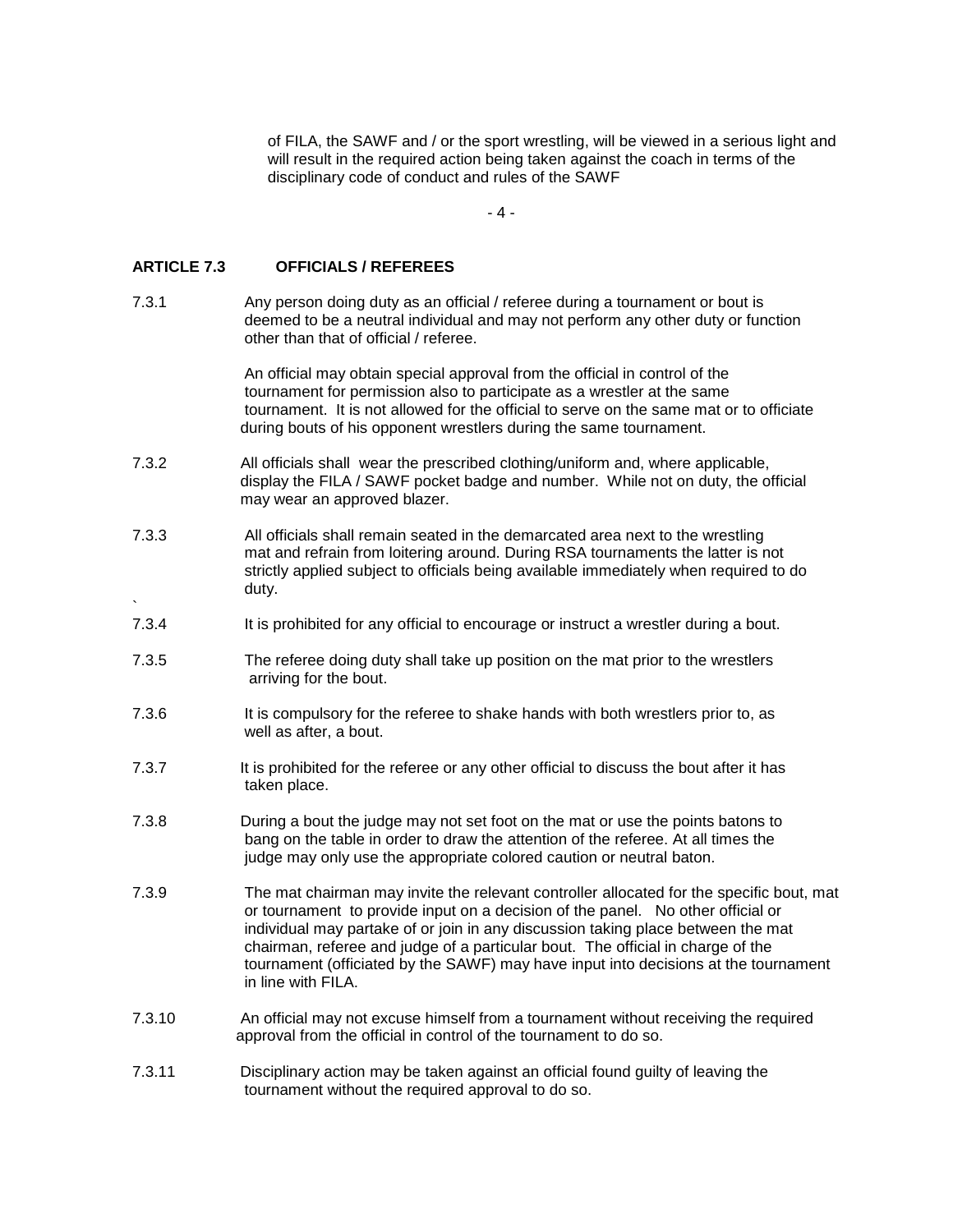of FILA, the SAWF and / or the sport wrestling, will be viewed in a serious light and will result in the required action being taken against the coach in terms of the disciplinary code of conduct and rules of the SAWF

**ARTICLE 7.3 OFFICIALS / REFEREES**

7.3.1 Any person doing duty as an official / referee during a tournament or bout is deemed to be a neutral individual and may not perform any other duty or function other than that of official / referee.

An official may obtain special approval from the official in control of the tournament for permission also to participate as a wrestler at the same tournament. It is not allowed for the official to serve on the same mat or to officiate during bouts of his opponent wrestlers during the same tournament.

7.3.2 All officials shall wear the prescribed clothing/uniform and, where applicable, display the FILA / SAWF pocket badge and number. While not on duty, the official may wear an approved blazer.

7.3.3 All officials shall remain seated in the demarcated area next to the wrestling mat and refrain from loitering around. During RSA tournaments the latter is not strictly applied subject to officials being available immediately when required to do duty.

7.3.4 It is prohibited for any official to encourage or instruct a wrestler during a bout.

7.3.5 The referee doing duty shall take up position on the mat prior to the wrestlers arriving for the bout.

7.3.6 It is compulsory for the referee to shake hands with both wrestlers prior to, as well as after, a bout.

7.3.7 It is prohibited for the referee or any other official to discuss the bout after it has taken place.

7.3.8 During a bout the judge may not set foot on the mat or use the points batons to bang on the table in order to draw the attention of the referee. At all times the judge may only use the appropriate colored caution or neutral baton.

7.3.9 The mat chairman may invite the relevant controller allocated for the specific bout, mat or tournament to provide input on a decision of the panel. No other official or individual may partake of or join in any discussion taking place between the mat chairman, referee and judge of a particular bout. The official in charge of the tournament (officiated by the SAWF) may have input into decisions at the tournament in line with FILA.

7.3.10 An official may not excuse himself from a tournament without receiving the required approval from the official in control of the tournament to do so.

7.3.11 Disciplinary action may be taken against an official found guilty of leaving the tournament without the required approval to do so.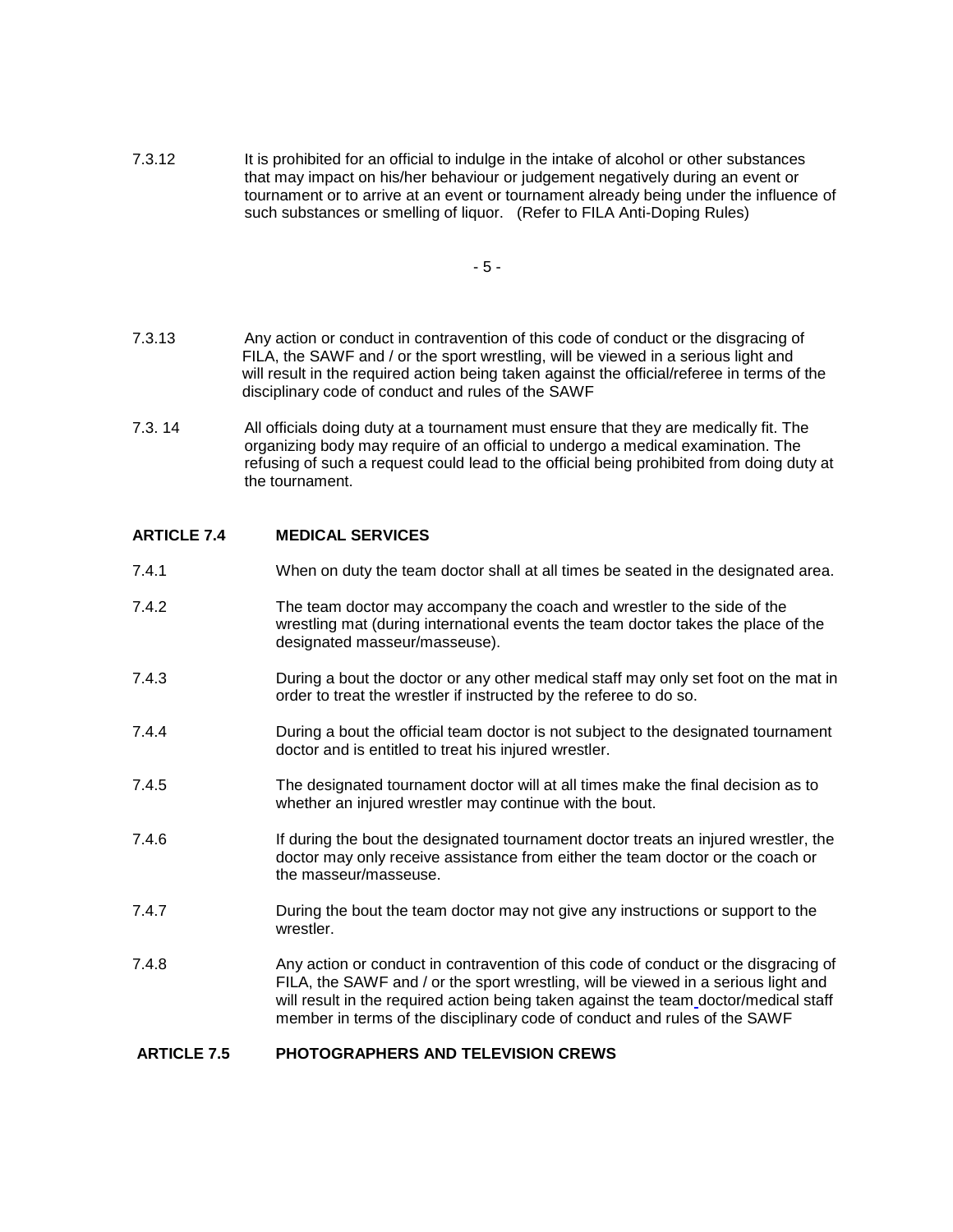7.3.12 It is prohibited for an official to indulge in the intake of alcohol or other substances that may impact on his/her behaviour or judgement negatively during an event or tournament or to arrive at an event or tournament already being under the influence of such substances or smelling of liquor. (Refer to FILA Anti-Doping Rules)

7.3.13 Any action or conduct in contravention of this code of conduct or the disgracing of FILA, the SAWF and / or the sport wrestling, will be viewed in a serious light and will result in the required action being taken against the official/referee in terms of the disciplinary code of conduct and rules of the SAWF

7.3. 14 All officials doing duty at a tournament must ensure that they are medically fit. The organizing body may require of an official to undergo a medical examination. The refusing of such a request could lead to the official being prohibited from doing duty at the tournament.

**ARTICLE 7.4 MEDICAL SERVICES**

7.4.1 When on duty the team doctor shall at all times be seated in the designated area.

7.4.2 The team doctor may accompany the coach and wrestler to the side of the wrestling mat (during international events the team doctor takes the place of the designated masseur/masseuse).

7.4.3 During a bout the doctor or any other medical staff may only set foot on the mat in order to treat the wrestler if instructed by the referee to do so.

7.4.4 During a bout the official team doctor is not subject to the designated tournament doctor and is entitled to treat his injured wrestler.

7.4.5 The designated tournament doctor will at all times make the final decision as to whether an injured wrestler may continue with the bout.

7.4.6 If during the bout the designated tournament doctor treats an injured wrestler, the doctor may only receive assistance from either the team doctor or the coach or the masseur/masseuse.

7.4.7 During the bout the team doctor may not give any instructions or support to the wrestler.

7.4.8 Any action or conduct in contravention of this code of conduct or the disgracing of FILA, the SAWF and / or the sport wrestling, will be viewed in a serious light and will result in the required action being taken against the team doctor/medical staff member in terms of the disciplinary code of conduct and rules of the SAWF

**ARTICLE 7.5 PHOTOGRAPHERS AND TELEVISION CREWS**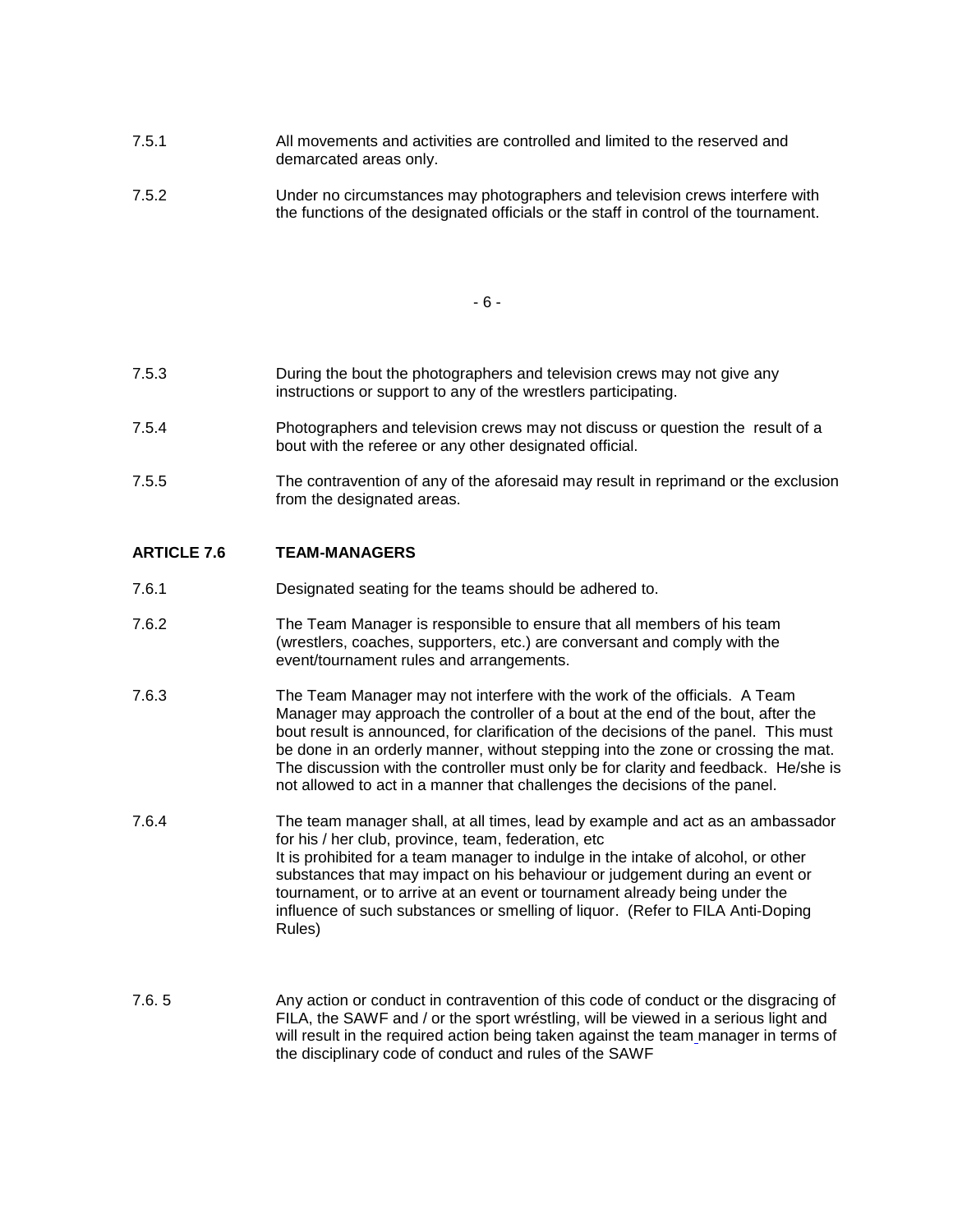7.5.1 All movements and activities are controlled and limited to the reserved and demarcated areas only.

7.5.2 Under no circumstances may photographers and television crews interfere with the functions of the designated officials or the staff in control of the tournament.

7.5.3 During the bout the photographers and television crews may not give any instructions or support to any of the wrestlers participating.

7.5.4 Photographers and television crews may not discuss or question the result of a bout with the referee or any other designated official.

7.5.5 The contravention of any of the aforesaid may result in reprimand or the exclusion from the designated areas.

**ARTICLE 7.6 TEAM-MANAGERS**

7.6.1 Designated seating for the teams should be adhered to.

7.6.2 The Team Manager is responsible to ensure that all members of his team (wrestlers, coaches, supporters, etc.) are conversant and comply with the event/tournament rules and arrangements.

7.6.3 The Team Manager may not interfere with the work of the officials. A Team Manager may approach the controller of a bout at the end of the bout, after the bout result is announced, for clarification of the decisions of the panel. This must be done in an orderly manner, without stepping into the zone or crossing the mat. The discussion with the controller must only be for clarity and feedback. He/she is not allowed to act in a manner that challenges the decisions of the panel.

7.6.4 The team manager shall, at all times, lead by example and act as an ambassador for his / her club, province, team, federation, etc
It is prohibited for a team manager to indulge in the intake of alcohol, or other substances that may impact on his behaviour or judgement during an event or tournament, or to arrive at an event or tournament already being under the influence of such substances or smelling of liquor. (Refer to FILA Anti-Doping Rules)

7.6. 5 Any action or conduct in contravention of this code of conduct or the disgracing of FILA, the SAWF and / or the sport wréstling, will be viewed in a serious light and will result in the required action being taken against the team manager in terms of the disciplinary code of conduct and rules of the SAWF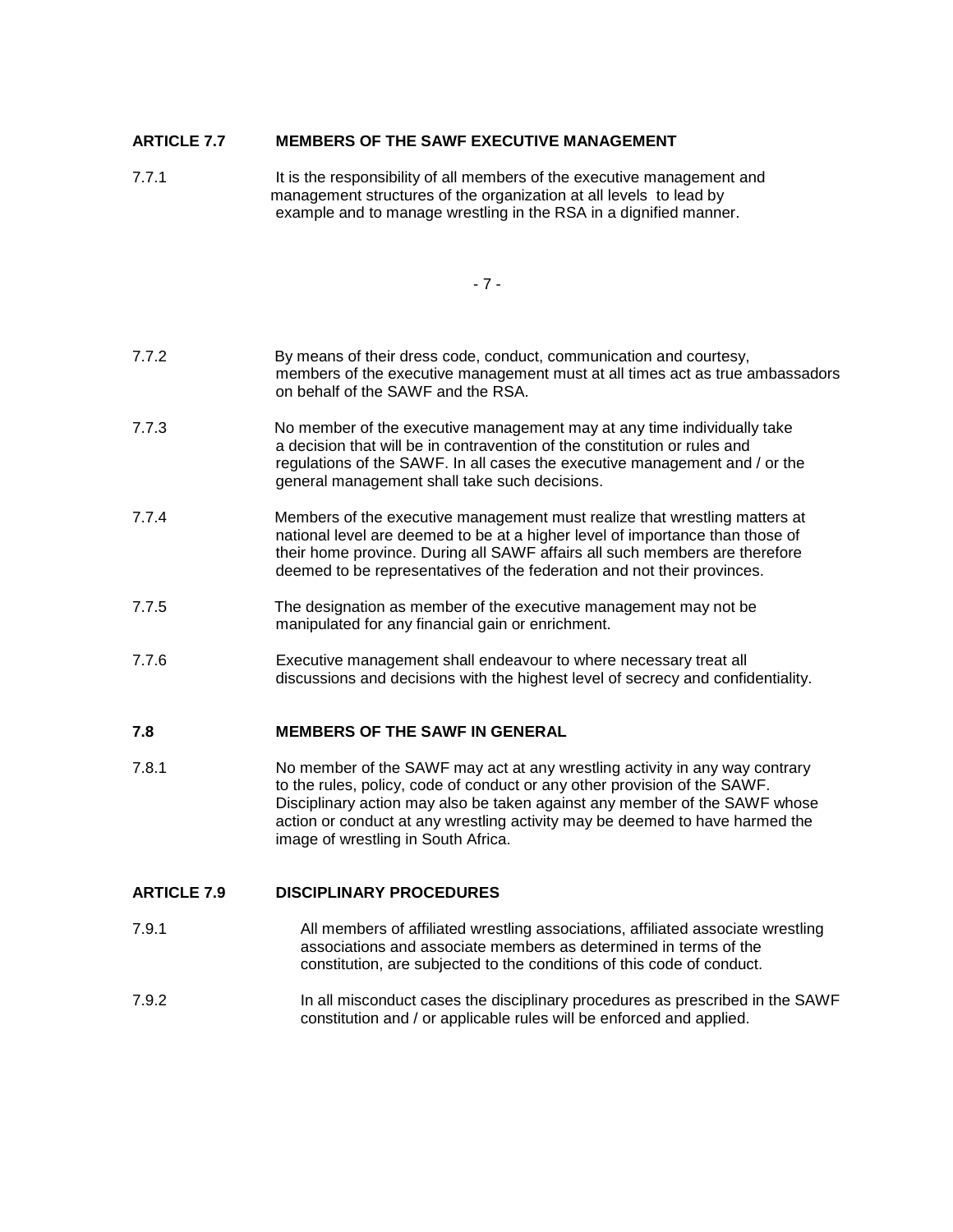## ARTICLE 7.7 MEMBERS OF THE SAWF EXECUTIVE MANAGEMENT

7.7.1 It is the responsibility of all members of the executive management and management structures of the organization at all levels to lead by example and to manage wrestling in the RSA in a dignified manner.

7.7.2 By means of their dress code, conduct, communication and courtesy, members of the executive management must at all times act as true ambassadors on behalf of the SAWF and the RSA.

7.7.3 No member of the executive management may at any time individually take a decision that will be in contravention of the constitution or rules and regulations of the SAWF. In all cases the executive management and / or the general management shall take such decisions.

7.7.4 Members of the executive management must realize that wrestling matters at national level are deemed to be at a higher level of importance than those of their home province. During all SAWF affairs all such members are therefore deemed to be representatives of the federation and not their provinces.

7.7.5 The designation as member of the executive management may not be manipulated for any financial gain or enrichment.

7.7.6 Executive management shall endeavour to where necessary treat all discussions and decisions with the highest level of secrecy and confidentiality.

## 7.8 MEMBERS OF THE SAWF IN GENERAL

7.8.1 No member of the SAWF may act at any wrestling activity in any way contrary to the rules, policy, code of conduct or any other provision of the SAWF. Disciplinary action may also be taken against any member of the SAWF whose action or conduct at any wrestling activity may be deemed to have harmed the image of wrestling in South Africa.

## ARTICLE 7.9 DISCIPLINARY PROCEDURES

7.9.1 All members of affiliated wrestling associations, affiliated associate wrestling associations and associate members as determined in terms of the constitution, are subjected to the conditions of this code of conduct.

7.9.2 In all misconduct cases the disciplinary procedures as prescribed in the SAWF constitution and / or applicable rules will be enforced and applied.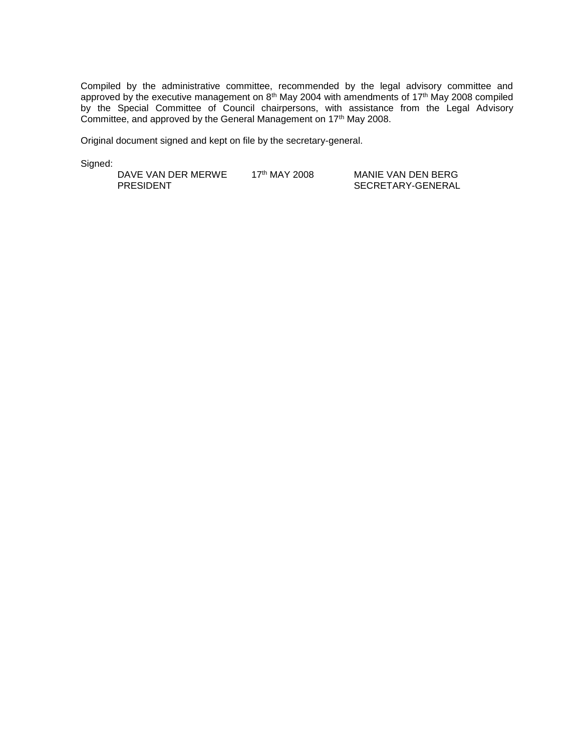Compiled by the administrative committee, recommended by the legal advisory committee and approved by the executive management on 8th May 2004 with amendments of 17th May 2008 compiled by the Special Committee of Council chairpersons, with assistance from the Legal Advisory Committee, and approved by the General Management on 17th May 2008.

Original document signed and kept on file by the secretary-general.

Signed:

| | | |
|---|---|---|
| DAVE VAN DER MERWE<br>PRESIDENT | 17th MAY 2008 | MANIE VAN DEN BERG<br>SECRETARY-GENERAL |